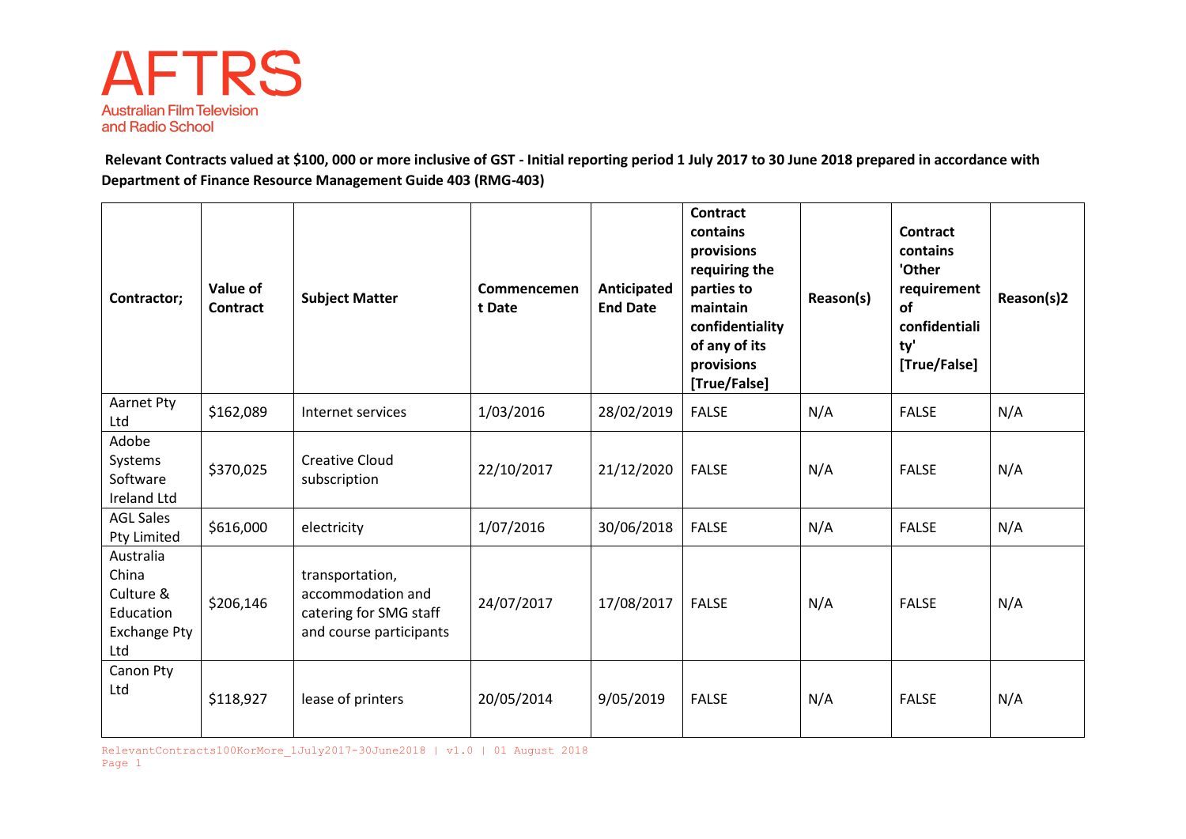AFTRS

Australian Film Television and Radio School

**Relevant Contracts valued at $100, 000 or more inclusive of GST - Initial reporting period 1 July 2017 to 30 June 2018 prepared in accordance with Department of Finance Resource Management Guide 403 (RMG-403)**

| Contractor; | Value of Contract | Subject Matter | Commencement Date | Anticipated End Date | Contract contains provisions requiring the parties to maintain confidentiality of any of its provisions [True/False] | Reason(s) | Contract contains 'Other requirement of confidentiality' [True/False] | Reason(s)2 |
|---|---|---|---|---|---|---|---|---|
| Aarnet Pty Ltd | $162,089 | Internet services | 1/03/2016 | 28/02/2019 | FALSE | N/A | FALSE | N/A |
| Adobe Systems Software Ireland Ltd | $370,025 | Creative Cloud subscription | 22/10/2017 | 21/12/2020 | FALSE | N/A | FALSE | N/A |
| AGL Sales Pty Limited | $616,000 | electricity | 1/07/2016 | 30/06/2018 | FALSE | N/A | FALSE | N/A |
| Australia China Culture & Education Exchange Pty Ltd | $206,146 | transportation, accommodation and catering for SMG staff and course participants | 24/07/2017 | 17/08/2017 | FALSE | N/A | FALSE | N/A |
| Canon Pty Ltd | $118,927 | lease of printers | 20/05/2014 | 9/05/2019 | FALSE | N/A | FALSE | N/A |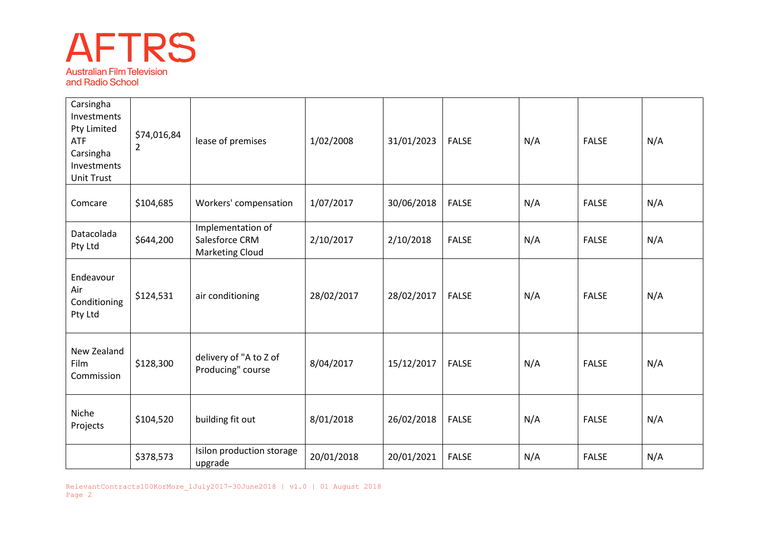| | | | | | | | | |
|---|---|---|---|---|---|---|---|---|
| Carsingha Investments Pty Limited ATF Carsingha Investments Unit Trust | $74,016,842 | lease of premises | 1/02/2008 | 31/01/2023 | FALSE | N/A | FALSE | N/A |
| Comcare | $104,685 | Workers' compensation | 1/07/2017 | 30/06/2018 | FALSE | N/A | FALSE | N/A |
| Datacolada Pty Ltd | $644,200 | Implementation of Salesforce CRM Marketing Cloud | 2/10/2017 | 2/10/2018 | FALSE | N/A | FALSE | N/A |
| Endeavour Air Conditioning Pty Ltd | $124,531 | air conditioning | 28/02/2017 | 28/02/2017 | FALSE | N/A | FALSE | N/A |
| New Zealand Film Commission | $128,300 | delivery of "A to Z of Producing" course | 8/04/2017 | 15/12/2017 | FALSE | N/A | FALSE | N/A |
| Niche Projects | $104,520 | building fit out | 8/01/2018 | 26/02/2018 | FALSE | N/A | FALSE | N/A |
| | $378,573 | Isilon production storage upgrade | 20/01/2018 | 20/01/2021 | FALSE | N/A | FALSE | N/A |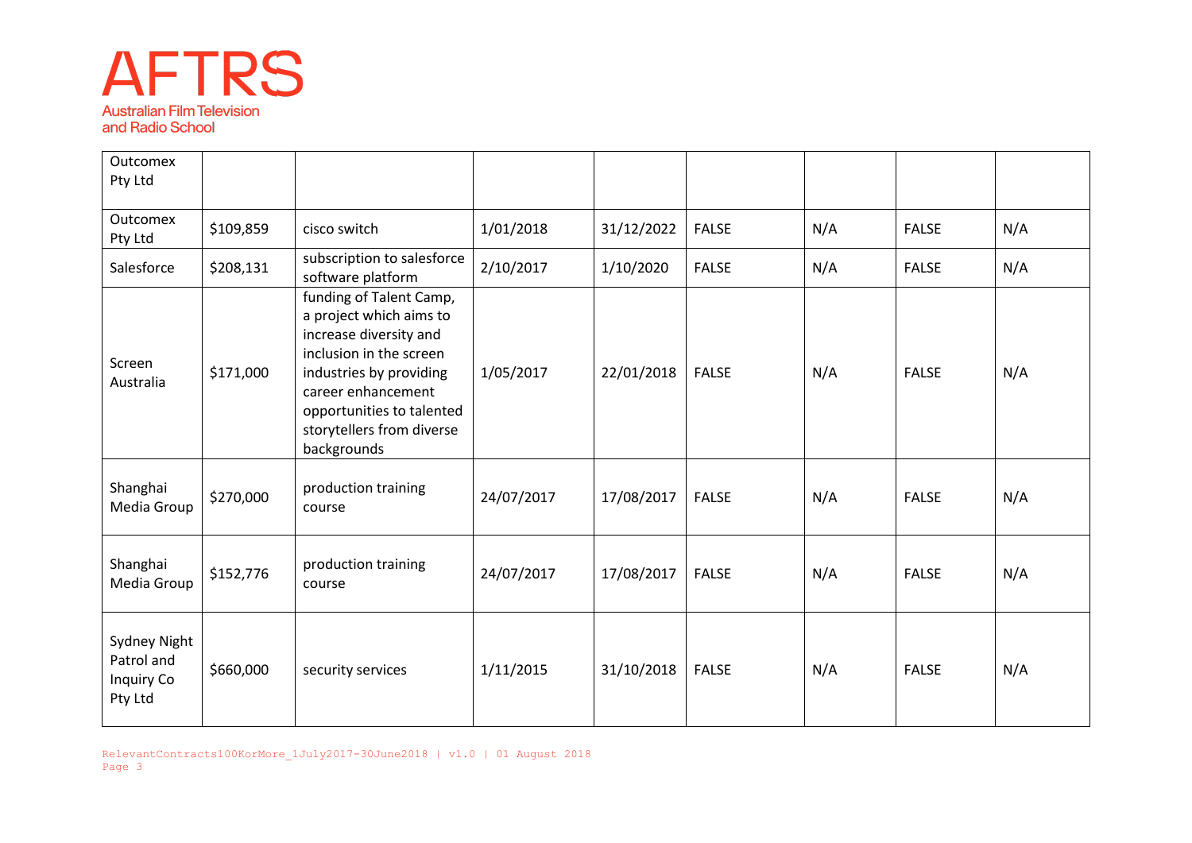| | | | | | | | | |
|---|---|---|---|---|---|---|---|---|
| Outcomex Pty Ltd | | | | | | | | |
| Outcomex Pty Ltd | $109,859 | cisco switch | 1/01/2018 | 31/12/2022 | FALSE | N/A | FALSE | N/A |
| Salesforce | $208,131 | subscription to salesforce software platform | 2/10/2017 | 1/10/2020 | FALSE | N/A | FALSE | N/A |
| Screen Australia | $171,000 | funding of Talent Camp, a project which aims to increase diversity and inclusion in the screen industries by providing career enhancement opportunities to talented storytellers from diverse backgrounds | 1/05/2017 | 22/01/2018 | FALSE | N/A | FALSE | N/A |
| Shanghai Media Group | $270,000 | production training course | 24/07/2017 | 17/08/2017 | FALSE | N/A | FALSE | N/A |
| Shanghai Media Group | $152,776 | production training course | 24/07/2017 | 17/08/2017 | FALSE | N/A | FALSE | N/A |
| Sydney Night Patrol and Inquiry Co Pty Ltd | $660,000 | security services | 1/11/2015 | 31/10/2018 | FALSE | N/A | FALSE | N/A |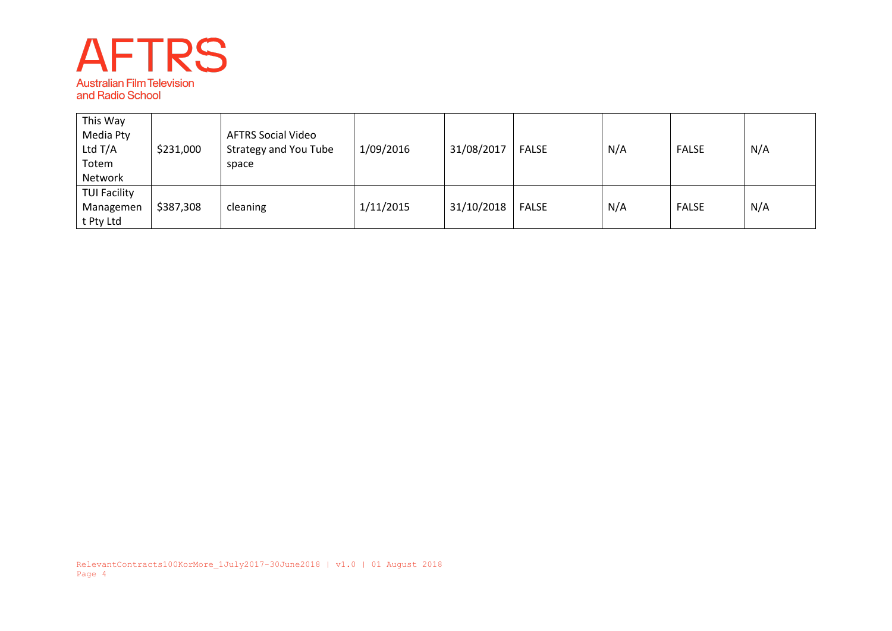| | | | | | | | | |
|---|---|---|---|---|---|---|---|---|
| This Way Media Pty Ltd T/A Totem Network | $231,000 | AFTRS Social Video Strategy and You Tube space | 1/09/2016 | 31/08/2017 | FALSE | N/A | FALSE | N/A |
| TUI Facility Management Pty Ltd | $387,308 | cleaning | 1/11/2015 | 31/10/2018 | FALSE | N/A | FALSE | N/A |